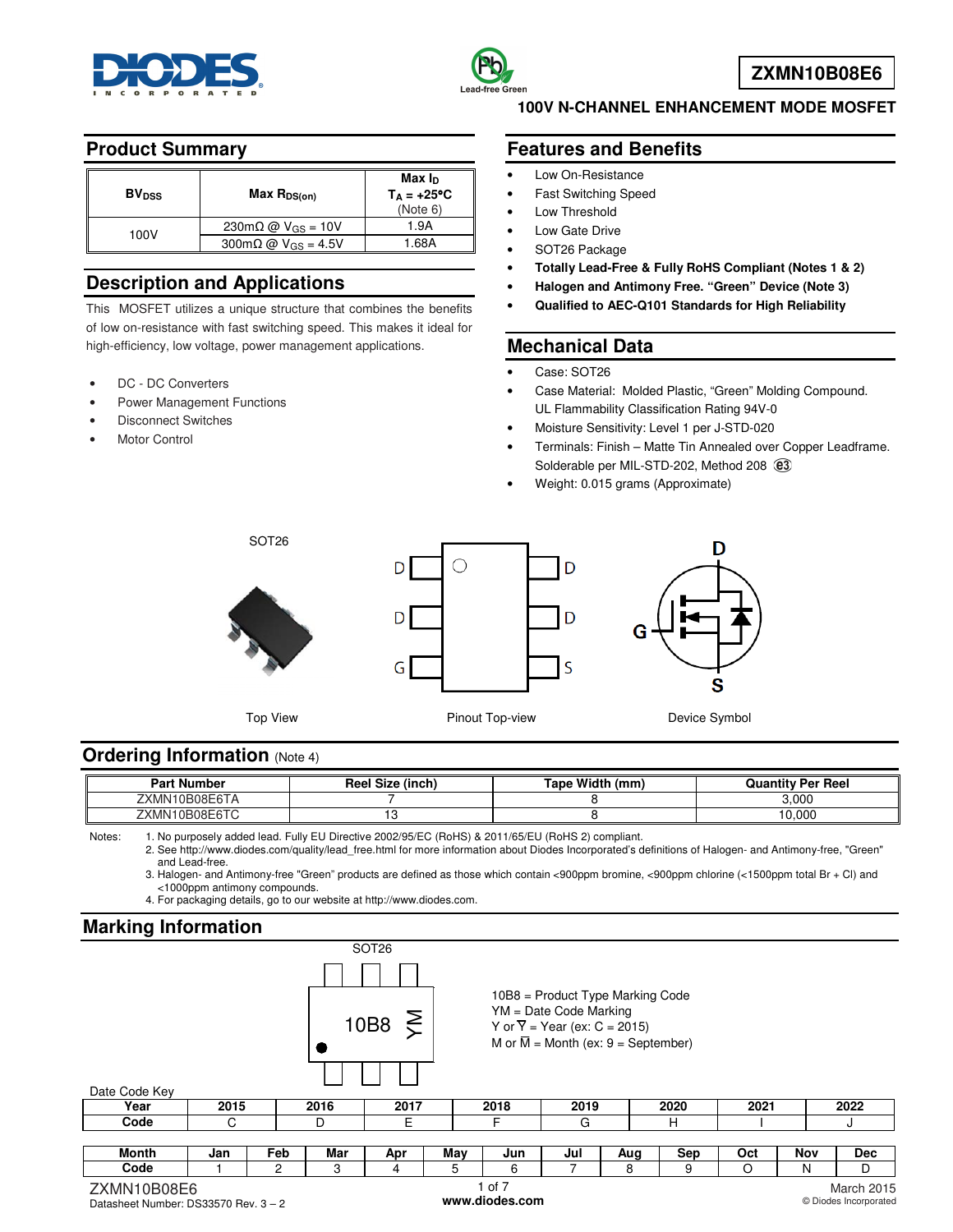# ZXMN10B08E6

## 100V N-CHANNEL ENHANCEMENT MODE MOSFET

## Product Summary

| $BV_{DSS}$ | Max $R_{DS(on)}$ | Max $I_D$ $T_A$ = +25°C (Note 6) |
|---|---|---|
| 100V | 230mΩ @ $V_{GS}$ = 10V | 1.9A |
| | 300mΩ @ $V_{GS}$ = 4.5V | 1.68A |

## Description and Applications

This MOSFET utilizes a unique structure that combines the benefits of low on-resistance with fast switching speed. This makes it ideal for high-efficiency, low voltage, power management applications.

- DC - DC Converters
- Power Management Functions
- Disconnect Switches
- Motor Control

## Features and Benefits

- Low On-Resistance
- Fast Switching Speed
- Low Threshold
- Low Gate Drive
- SOT26 Package
- **Totally Lead-Free & Fully RoHS Compliant (Notes 1 & 2)**
- **Halogen and Antimony Free. "Green" Device (Note 3)**
- **Qualified to AEC-Q101 Standards for High Reliability**

## Mechanical Data

- Case: SOT26
- Case Material: Molded Plastic, "Green" Molding Compound. UL Flammability Classification Rating 94V-0
- Moisture Sensitivity: Level 1 per J-STD-020
- Terminals: Finish – Matte Tin Annealed over Copper Leadframe. Solderable per MIL-STD-202, Method 208 (e3)
- Weight: 0.015 grams (Approximate)

SOT26

Top View

Pinout Top-view

Device Symbol

## Ordering Information (Note 4)

| Part Number | Reel Size (inch) | Tape Width (mm) | Quantity Per Reel |
|---|---|---|---|
| ZXMN10B08E6TA | 7 | 8 | 3,000 |
| ZXMN10B08E6TC | 13 | 8 | 10,000 |

Notes:
1. No purposely added lead. Fully EU Directive 2002/95/EC (RoHS) & 2011/65/EU (RoHS 2) compliant.
2. See http://www.diodes.com/quality/lead_free.html for more information about Diodes Incorporated's definitions of Halogen- and Antimony-free, "Green" and Lead-free.
3. Halogen- and Antimony-free "Green" products are defined as those which contain <900ppm bromine, <900ppm chlorine (<1500ppm total Br + Cl) and <1000ppm antimony compounds.
4. For packaging details, go to our website at http://www.diodes.com.

## Marking Information

SOT26

10B8 YM

10B8 = Product Type Marking Code
YM = Date Code Marking
Y or $\overline{Y}$ = Year (ex: C = 2015)
M or $\overline{M}$ = Month (ex: 9 = September)

Date Code Key

| Year | 2015 | 2016 | 2017 | 2018 | 2019 | 2020 | 2021 | 2022 |
|---|---|---|---|---|---|---|---|---|
| Code | C | D | E | F | G | H | I | J |

| Month | Jan | Feb | Mar | Apr | May | Jun | Jul | Aug | Sep | Oct | Nov | Dec |
|---|---|---|---|---|---|---|---|---|---|---|---|---|
| Code | 1 | 2 | 3 | 4 | 5 | 6 | 7 | 8 | 9 | O | N | D |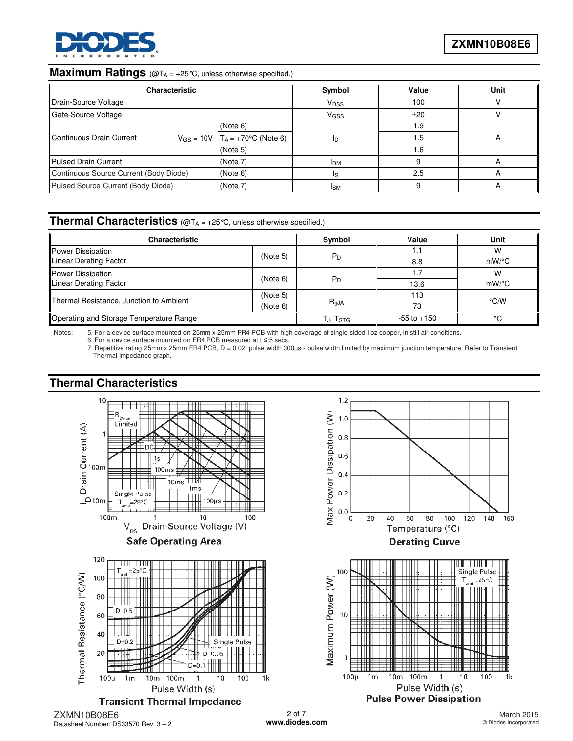## Maximum Ratings (@$T_A$ = +25°C, unless otherwise specified.)

| Characteristic | | | Symbol | Value | Unit |
|---|---|---|---|---|---|
| Drain-Source Voltage | | | $V_{DSS}$ | 100 | V |
| Gate-Source Voltage | | | $V_{GSS}$ | ±20 | V |
| Continuous Drain Current | $V_{GS}$ = 10V | (Note 6) | $I_D$ | 1.9 | A |
| | | $T_A$ = +70°C (Note 6) | | 1.5 | |
| | | (Note 5) | | 1.6 | |
| Pulsed Drain Current | | (Note 7) | $I_{DM}$ | 9 | A |
| Continuous Source Current (Body Diode) | | (Note 6) | $I_S$ | 2.5 | A |
| Pulsed Source Current (Body Diode) | | (Note 7) | $I_{SM}$ | 9 | A |

## Thermal Characteristics (@$T_A$ = +25°C, unless otherwise specified.)

| Characteristic | | Symbol | Value | Unit |
|---|---|---|---|---|
| Power Dissipation | (Note 5) | $P_D$ | 1.1 | W |
| Linear Derating Factor | | | 8.8 | mW/°C |
| Power Dissipation | (Note 6) | $P_D$ | 1.7 | W |
| Linear Derating Factor | | | 13.6 | mW/°C |
| Thermal Resistance, Junction to Ambient | (Note 5) | $R_{\theta JA}$ | 113 | °C/W |
| | (Note 6) | | 73 | |
| Operating and Storage Temperature Range | | $T_J$, $T_{STG}$ | -55 to +150 | °C |

Notes:
5. For a device surface mounted on 25mm x 25mm FR4 PCB with high coverage of single sided 1oz copper, in still air conditions.
6. For a device surface mounted on FR4 PCB measured at t ≤ 5 secs.
7. Repetitive rating 25mm x 25mm FR4 PCB, D = 0.02, pulse width 300µs - pulse width limited by maximum junction temperature. Refer to Transient Thermal Impedance graph.

## Thermal Characteristics

Safe Operating Area

Derating Curve

Transient Thermal Impedance

Pulse Power Dissipation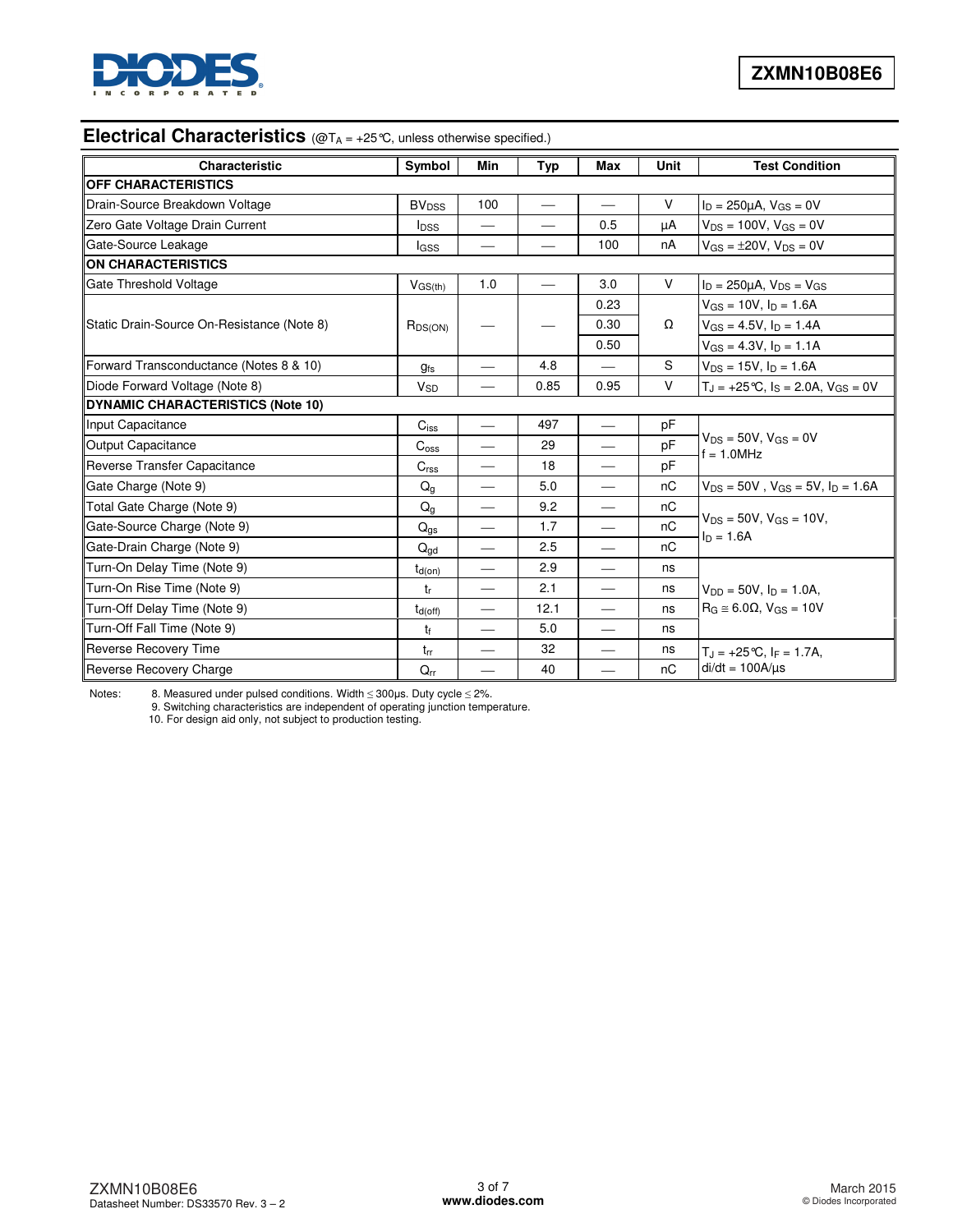## Electrical Characteristics (@$T_A$ = +25°C, unless otherwise specified.)

| Characteristic | Symbol | Min | Typ | Max | Unit | Test Condition |
|---|---|---|---|---|---|---|
| **OFF CHARACTERISTICS** | | | | | | |
| Drain-Source Breakdown Voltage | $BV_{DSS}$ | 100 | — | — | V | $I_D$ = 250µA, $V_{GS}$ = 0V |
| Zero Gate Voltage Drain Current | $I_{DSS}$ | — | — | 0.5 | µA | $V_{DS}$ = 100V, $V_{GS}$ = 0V |
| Gate-Source Leakage | $I_{GSS}$ | — | — | 100 | nA | $V_{GS}$ = ±20V, $V_{DS}$ = 0V |
| **ON CHARACTERISTICS** | | | | | | |
| Gate Threshold Voltage | $V_{GS(th)}$ | 1.0 | — | 3.0 | V | $I_D$ = 250µA, $V_{DS}$ = $V_{GS}$ |
| Static Drain-Source On-Resistance (Note 8) | $R_{DS(ON)}$ | — | — | 0.23 | Ω | $V_{GS}$ = 10V, $I_D$ = 1.6A |
| | | | | 0.30 | | $V_{GS}$ = 4.5V, $I_D$ = 1.4A |
| | | | | 0.50 | | $V_{GS}$ = 4.3V, $I_D$ = 1.1A |
| Forward Transconductance (Notes 8 & 10) | $g_{fs}$ | — | 4.8 | — | S | $V_{DS}$ = 15V, $I_D$ = 1.6A |
| Diode Forward Voltage (Note 8) | $V_{SD}$ | — | 0.85 | 0.95 | V | $T_J$ = +25°C, $I_S$ = 2.0A, $V_{GS}$ = 0V |
| **DYNAMIC CHARACTERISTICS (Note 10)** | | | | | | |
| Input Capacitance | $C_{iss}$ | — | 497 | — | pF | $V_{DS}$ = 50V, $V_{GS}$ = 0V f = 1.0MHz |
| Output Capacitance | $C_{oss}$ | — | 29 | — | pF | |
| Reverse Transfer Capacitance | $C_{rss}$ | — | 18 | — | pF | |
| Gate Charge (Note 9) | $Q_g$ | — | 5.0 | — | nC | $V_{DS}$ = 50V , $V_{GS}$ = 5V, $I_D$ = 1.6A |
| Total Gate Charge (Note 9) | $Q_g$ | — | 9.2 | — | nC | $V_{DS}$ = 50V, $V_{GS}$ = 10V, $I_D$ = 1.6A |
| Gate-Source Charge (Note 9) | $Q_{gs}$ | — | 1.7 | — | nC | |
| Gate-Drain Charge (Note 9) | $Q_{gd}$ | — | 2.5 | — | nC | |
| Turn-On Delay Time (Note 9) | $t_{d(on)}$ | — | 2.9 | — | ns | $V_{DD}$ = 50V, $I_D$ = 1.0A, $R_G$ ≅ 6.0Ω, $V_{GS}$ = 10V |
| Turn-On Rise Time (Note 9) | $t_r$ | — | 2.1 | — | ns | |
| Turn-Off Delay Time (Note 9) | $t_{d(off)}$ | — | 12.1 | — | ns | |
| Turn-Off Fall Time (Note 9) | $t_f$ | — | 5.0 | — | ns | |
| Reverse Recovery Time | $t_{rr}$ | — | 32 | — | ns | $T_J$ = +25°C, $I_F$ = 1.7A, di/dt = 100A/µs |
| Reverse Recovery Charge | $Q_{rr}$ | — | 40 | — | nC | |

Notes:
8. Measured under pulsed conditions. Width ≤ 300µs. Duty cycle ≤ 2%.
9. Switching characteristics are independent of operating junction temperature.
10. For design aid only, not subject to production testing.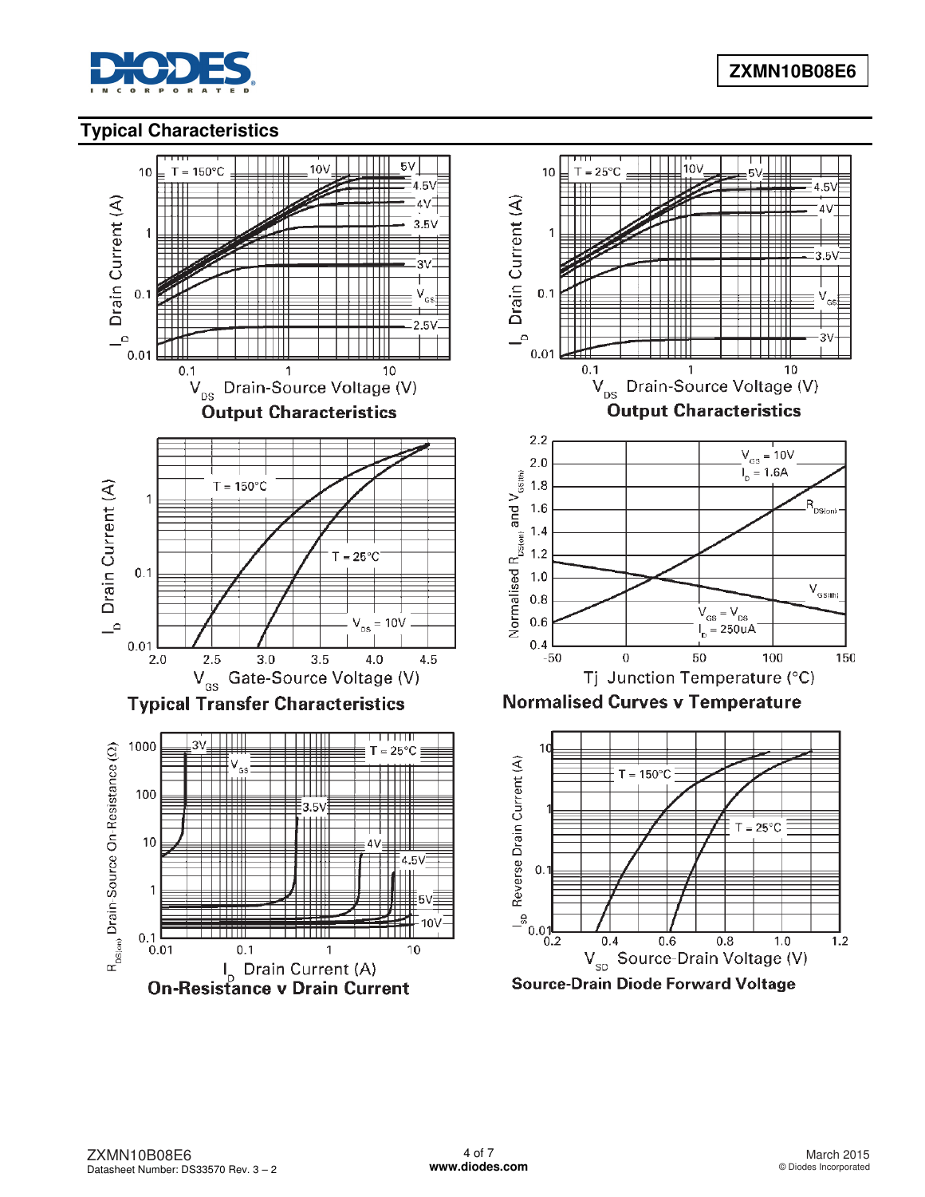## Typical Characteristics

**Output Characteristics**

**Output Characteristics**

**Typical Transfer Characteristics**

**Normalised Curves v Temperature**

**On-Resistance v Drain Current**

**Source-Drain Diode Forward Voltage**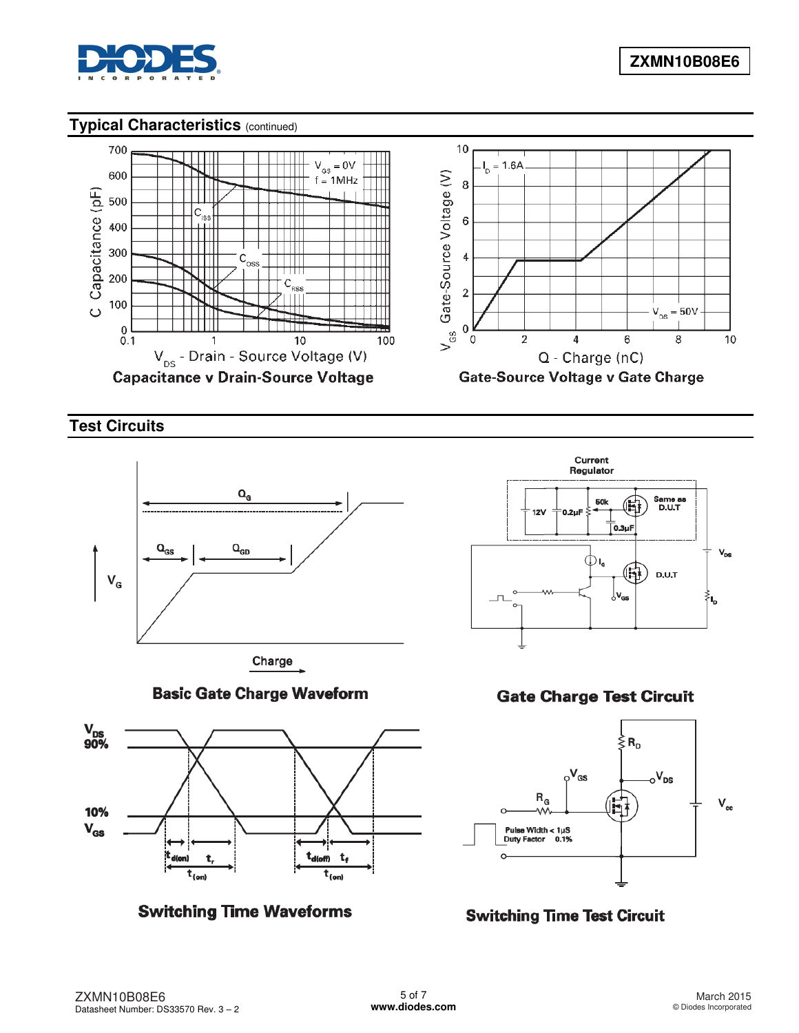## Typical Characteristics (continued)

Capacitance v Drain-Source Voltage

Gate-Source Voltage v Gate Charge

## Test Circuits

Basic Gate Charge Waveform

Gate Charge Test Circuit

Switching Time Waveforms

Switching Time Test Circuit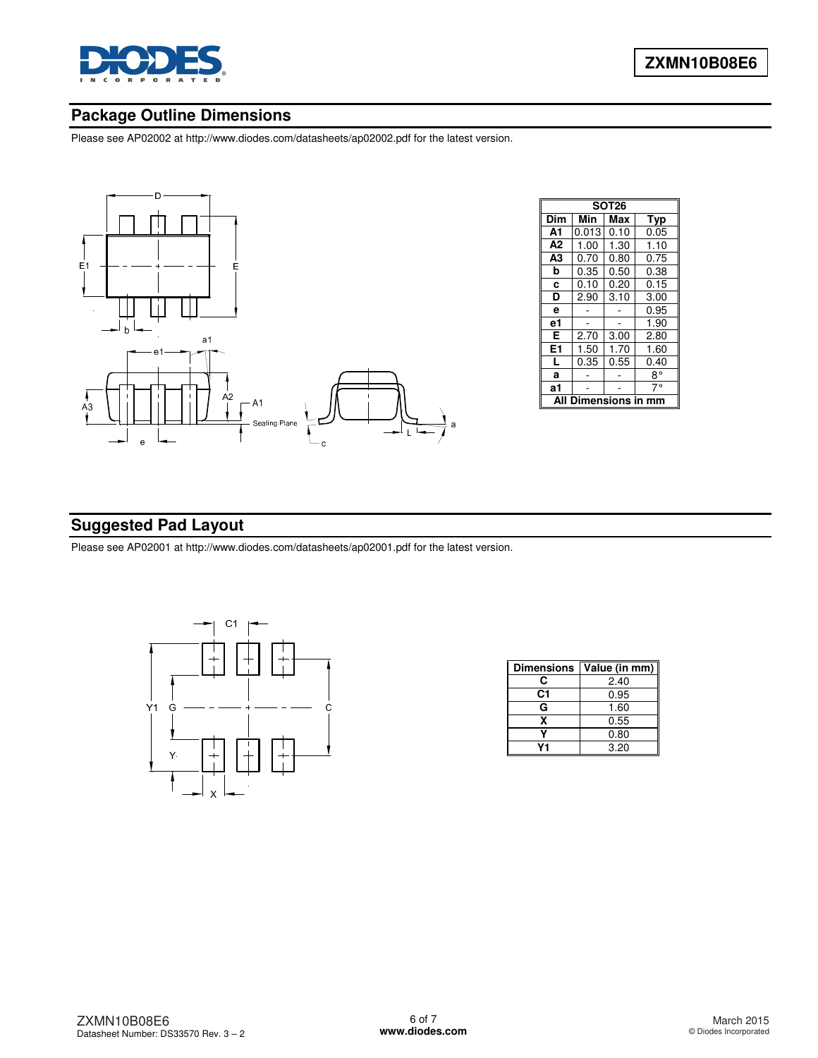## Package Outline Dimensions

Please see AP02002 at http://www.diodes.com/datasheets/ap02002.pdf for the latest version.

| SOT26 | | | |
|---|---|---|---|
| **Dim** | **Min** | **Max** | **Typ** |
| **A1** | 0.013 | 0.10 | 0.05 |
| **A2** | 1.00 | 1.30 | 1.10 |
| **A3** | 0.70 | 0.80 | 0.75 |
| **b** | 0.35 | 0.50 | 0.38 |
| **c** | 0.10 | 0.20 | 0.15 |
| **D** | 2.90 | 3.10 | 3.00 |
| **e** | - | - | 0.95 |
| **e1** | - | - | 1.90 |
| **E** | 2.70 | 3.00 | 2.80 |
| **E1** | 1.50 | 1.70 | 1.60 |
| **L** | 0.35 | 0.55 | 0.40 |
| **a** | - | - | 8° |
| **a1** | - | - | 7° |
| **All Dimensions in mm** | | | |

## Suggested Pad Layout

Please see AP02001 at http://www.diodes.com/datasheets/ap02001.pdf for the latest version.

| Dimensions | Value (in mm) |
|---|---|
| C | 2.40 |
| C1 | 0.95 |
| G | 1.60 |
| X | 0.55 |
| Y | 0.80 |
| Y1 | 3.20 |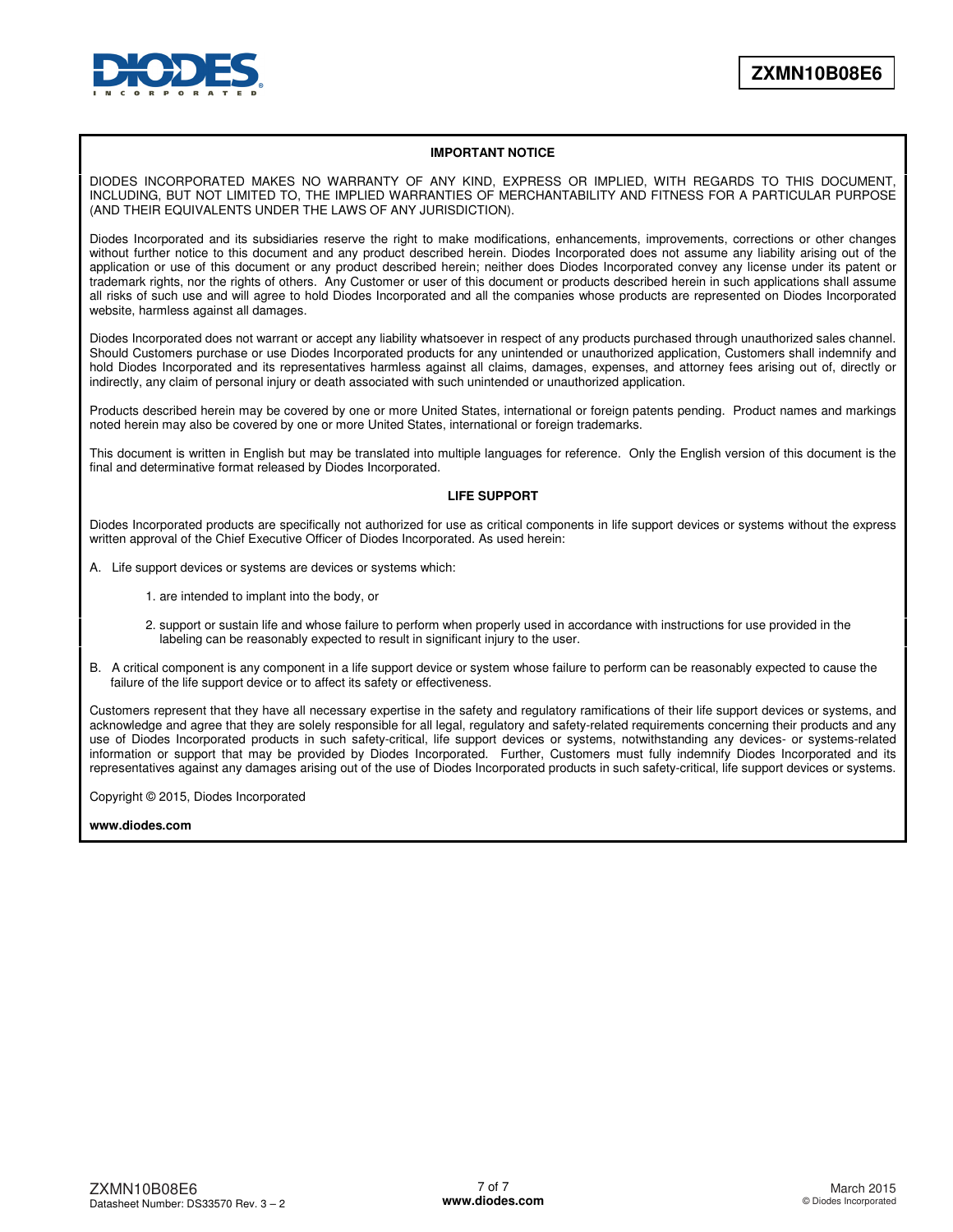## IMPORTANT NOTICE

DIODES INCORPORATED MAKES NO WARRANTY OF ANY KIND, EXPRESS OR IMPLIED, WITH REGARDS TO THIS DOCUMENT, INCLUDING, BUT NOT LIMITED TO, THE IMPLIED WARRANTIES OF MERCHANTABILITY AND FITNESS FOR A PARTICULAR PURPOSE (AND THEIR EQUIVALENTS UNDER THE LAWS OF ANY JURISDICTION).

Diodes Incorporated and its subsidiaries reserve the right to make modifications, enhancements, improvements, corrections or other changes without further notice to this document and any product described herein. Diodes Incorporated does not assume any liability arising out of the application or use of this document or any product described herein; neither does Diodes Incorporated convey any license under its patent or trademark rights, nor the rights of others. Any Customer or user of this document or products described herein in such applications shall assume all risks of such use and will agree to hold Diodes Incorporated and all the companies whose products are represented on Diodes Incorporated website, harmless against all damages.

Diodes Incorporated does not warrant or accept any liability whatsoever in respect of any products purchased through unauthorized sales channel. Should Customers purchase or use Diodes Incorporated products for any unintended or unauthorized application, Customers shall indemnify and hold Diodes Incorporated and its representatives harmless against all claims, damages, expenses, and attorney fees arising out of, directly or indirectly, any claim of personal injury or death associated with such unintended or unauthorized application.

Products described herein may be covered by one or more United States, international or foreign patents pending. Product names and markings noted herein may also be covered by one or more United States, international or foreign trademarks.

This document is written in English but may be translated into multiple languages for reference. Only the English version of this document is the final and determinative format released by Diodes Incorporated.

## LIFE SUPPORT

Diodes Incorporated products are specifically not authorized for use as critical components in life support devices or systems without the express written approval of the Chief Executive Officer of Diodes Incorporated. As used herein:

A. Life support devices or systems are devices or systems which:

1. are intended to implant into the body, or
2. support or sustain life and whose failure to perform when properly used in accordance with instructions for use provided in the labeling can be reasonably expected to result in significant injury to the user.

B. A critical component is any component in a life support device or system whose failure to perform can be reasonably expected to cause the failure of the life support device or to affect its safety or effectiveness.

Customers represent that they have all necessary expertise in the safety and regulatory ramifications of their life support devices or systems, and acknowledge and agree that they are solely responsible for all legal, regulatory and safety-related requirements concerning their products and any use of Diodes Incorporated products in such safety-critical, life support devices or systems, notwithstanding any devices- or systems-related information or support that may be provided by Diodes Incorporated. Further, Customers must fully indemnify Diodes Incorporated and its representatives against any damages arising out of the use of Diodes Incorporated products in such safety-critical, life support devices or systems.

Copyright © 2015, Diodes Incorporated

**www.diodes.com**